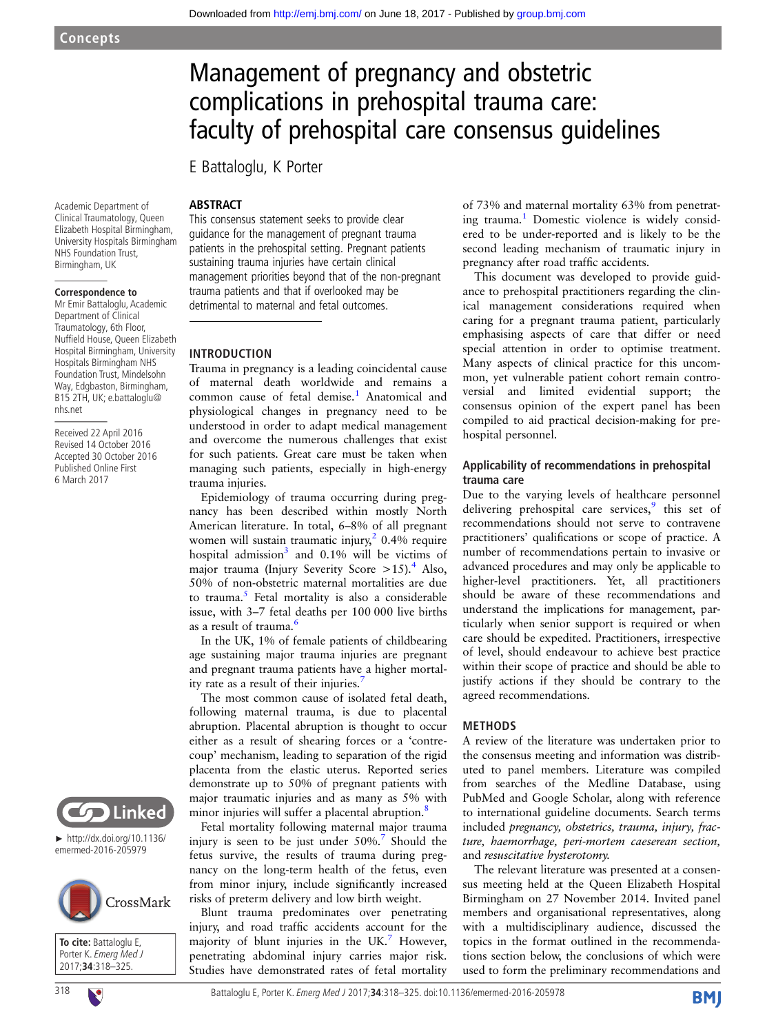Concepts

# Management of pregnancy and obstetric complications in prehospital trauma care: faculty of prehospital care consensus guidelines

E Battaloglu, K Porter

Academic Department of Clinical Traumatology, Queen Elizabeth Hospital Birmingham, University Hospitals Birmingham NHS Foundation Trust, Birmingham, UK

**Correspondence to**
Mr Emir Battaloglu, Academic Department of Clinical Traumatology, 6th Floor, Nuffield House, Queen Elizabeth Hospital Birmingham, University Hospitals Birmingham NHS Foundation Trust, Mindelsohn Way, Edgbaston, Birmingham, B15 2TH, UK; e.battaloglu@nhs.net

Received 22 April 2016
Revised 14 October 2016
Accepted 30 October 2016
Published Online First 6 March 2017

► http://dx.doi.org/10.1136/emermed-2016-205979

**To cite:** Battaloglu E, Porter K. *Emerg Med J* 2017;**34**:318–325.

## ABSTRACT

This consensus statement seeks to provide clear guidance for the management of pregnant trauma patients in the prehospital setting. Pregnant patients sustaining trauma injuries have certain clinical management priorities beyond that of the non-pregnant trauma patients and that if overlooked may be detrimental to maternal and fetal outcomes.

## INTRODUCTION

Trauma in pregnancy is a leading coincidental cause of maternal death worldwide and remains a common cause of fetal demise.[1] Anatomical and physiological changes in pregnancy need to be understood in order to adapt medical management and overcome the numerous challenges that exist for such patients. Great care must be taken when managing such patients, especially in high-energy trauma injuries.

Epidemiology of trauma occurring during pregnancy has been described within mostly North American literature. In total, 6–8% of all pregnant women will sustain traumatic injury,[2] 0.4% require hospital admission[3] and 0.1% will be victims of major trauma (Injury Severity Score >15).[4] Also, 50% of non-obstetric maternal mortalities are due to trauma.[5] Fetal mortality is also a considerable issue, with 3–7 fetal deaths per 100 000 live births as a result of trauma.[6]

In the UK, 1% of female patients of childbearing age sustaining major trauma injuries are pregnant and pregnant trauma patients have a higher mortality rate as a result of their injuries.[7]

The most common cause of isolated fetal death, following maternal trauma, is due to placental abruption. Placental abruption is thought to occur either as a result of shearing forces or a 'contrecoup' mechanism, leading to separation of the rigid placenta from the elastic uterus. Reported series demonstrate up to 50% of pregnant patients with major traumatic injuries and as many as 5% with minor injuries will suffer a placental abruption.[8]

Fetal mortality following maternal major trauma injury is seen to be just under 50%.[7] Should the fetus survive, the results of trauma during pregnancy on the long-term health of the fetus, even from minor injury, include significantly increased risks of preterm delivery and low birth weight.

Blunt trauma predominates over penetrating injury, and road traffic accidents account for the majority of blunt injuries in the UK.[7] However, penetrating abdominal injury carries major risk. Studies have demonstrated rates of fetal mortality of 73% and maternal mortality 63% from penetrating trauma.[1] Domestic violence is widely considered to be under-reported and is likely to be the second leading mechanism of traumatic injury in pregnancy after road traffic accidents.

This document was developed to provide guidance to prehospital practitioners regarding the clinical management considerations required when caring for a pregnant trauma patient, particularly emphasising aspects of care that differ or need special attention in order to optimise treatment. Many aspects of clinical practice for this uncommon, yet vulnerable patient cohort remain controversial and limited evidential support; the consensus opinion of the expert panel has been compiled to aid practical decision-making for prehospital personnel.

### Applicability of recommendations in prehospital trauma care

Due to the varying levels of healthcare personnel delivering prehospital care services,[9] this set of recommendations should not serve to contravene practitioners' qualifications or scope of practice. A number of recommendations pertain to invasive or advanced procedures and may only be applicable to higher-level practitioners. Yet, all practitioners should be aware of these recommendations and understand the implications for management, particularly when senior support is required or when care should be expedited. Practitioners, irrespective of level, should endeavour to achieve best practice within their scope of practice and should be able to justify actions if they should be contrary to the agreed recommendations.

## METHODS

A review of the literature was undertaken prior to the consensus meeting and information was distributed to panel members. Literature was compiled from searches of the Medline Database, using PubMed and Google Scholar, along with reference to international guideline documents. Search terms included *pregnancy, obstetrics, trauma, injury, fracture, haemorrhage, peri-mortem caeserean section,* and *resuscitative hysterotomy.*

The relevant literature was presented at a consensus meeting held at the Queen Elizabeth Hospital Birmingham on 27 November 2014. Invited panel members and organisational representatives, along with a multidisciplinary audience, discussed the topics in the format outlined in the recommendations section below, the conclusions of which were used to form the preliminary recommendations and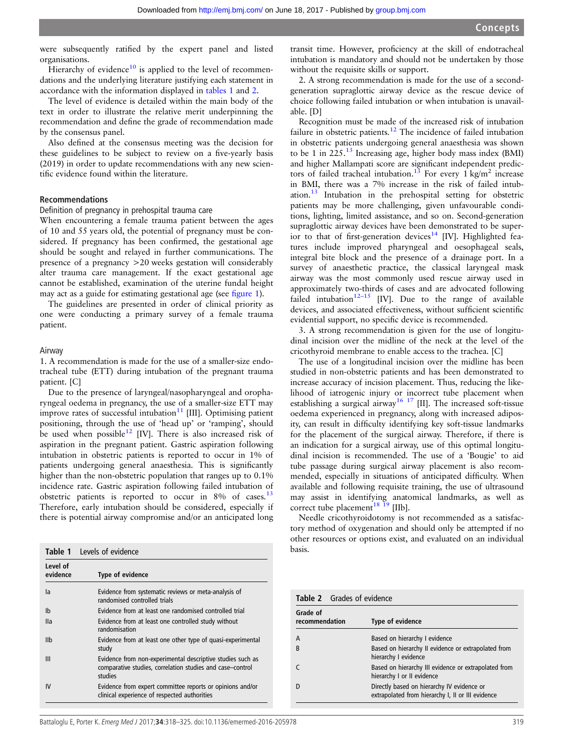were subsequently ratified by the expert panel and listed organisations.

Hierarchy of evidence[10] is applied to the level of recommendations and the underlying literature justifying each statement in accordance with the information displayed in tables 1 and 2.

The level of evidence is detailed within the main body of the text in order to illustrate the relative merit underpinning the recommendation and define the grade of recommendation made by the consensus panel.

Also defined at the consensus meeting was the decision for these guidelines to be subject to review on a five-yearly basis (2019) in order to update recommendations with any new scientific evidence found within the literature.

## Recommendations

### Definition of pregnancy in prehospital trauma care

When encountering a female trauma patient between the ages of 10 and 55 years old, the potential of pregnancy must be considered. If pregnancy has been confirmed, the gestational age should be sought and relayed in further communications. The presence of a pregnancy >20 weeks gestation will considerably alter trauma care management. If the exact gestational age cannot be established, examination of the uterine fundal height may act as a guide for estimating gestational age (see figure 1).

The guidelines are presented in order of clinical priority as one were conducting a primary survey of a female trauma patient.

### Airway

1. A recommendation is made for the use of a smaller-size endotracheal tube (ETT) during intubation of the pregnant trauma patient. [C]

Due to the presence of laryngeal/nasopharyngeal and oropharyngeal oedema in pregnancy, the use of a smaller-size ETT may improve rates of successful intubation[11] [III]. Optimising patient positioning, through the use of 'head up' or 'ramping', should be used when possible[12] [IV]. There is also increased risk of aspiration in the pregnant patient. Gastric aspiration following intubation in obstetric patients is reported to occur in 1% of patients undergoing general anaesthesia. This is significantly higher than the non-obstetric population that ranges up to 0.1% incidence rate. Gastric aspiration following failed intubation of obstetric patients is reported to occur in 8% of cases.[13] Therefore, early intubation should be considered, especially if there is potential airway compromise and/or an anticipated long transit time. However, proficiency at the skill of endotracheal intubation is mandatory and should not be undertaken by those without the requisite skills or support.

2. A strong recommendation is made for the use of a second-generation supraglottic airway device as the rescue device of choice following failed intubation or when intubation is unavailable. [D]

Recognition must be made of the increased risk of intubation failure in obstetric patients.[12] The incidence of failed intubation in obstetric patients undergoing general anaesthesia was shown to be 1 in 225.[13] Increasing age, higher body mass index (BMI) and higher Mallampati score are significant independent predictors of failed tracheal intubation.[13] For every 1 $kg/m^2$ increase in BMI, there was a 7% increase in the risk of failed intubation.[13] Intubation in the prehospital setting for obstetric patients may be more challenging, given unfavourable conditions, lighting, limited assistance, and so on. Second-generation supraglottic airway devices have been demonstrated to be superior to that of first-generation devices[14] [IV]. Highlighted features include improved pharyngeal and oesophageal seals, integral bite block and the presence of a drainage port. In a survey of anaesthetic practice, the classical laryngeal mask airway was the most commonly used rescue airway used in approximately two-thirds of cases and are advocated following failed intubation[12–15] [IV]. Due to the range of available devices, and associated effectiveness, without sufficient scientific evidential support, no specific device is recommended.

3. A strong recommendation is given for the use of longitudinal incision over the midline of the neck at the level of the cricothyroid membrane to enable access to the trachea. [C]

The use of a longitudinal incision over the midline has been studied in non-obstetric patients and has been demonstrated to increase accuracy of incision placement. Thus, reducing the likelihood of iatrogenic injury or incorrect tube placement when establishing a surgical airway[16 17] [II]. The increased soft-tissue oedema experienced in pregnancy, along with increased adiposity, can result in difficulty identifying key soft-tissue landmarks for the placement of the surgical airway. Therefore, if there is an indication for a surgical airway, use of this optimal longitudinal incision is recommended. The use of a 'Bougie' to aid tube passage during surgical airway placement is also recommended, especially in situations of anticipated difficulty. When available and following requisite training, the use of ultrasound may assist in identifying anatomical landmarks, as well as correct tube placement[18 19] [IIb].

Needle cricothyroidotomy is not recommended as a satisfactory method of oxygenation and should only be attempted if no other resources or options exist, and evaluated on an individual basis.

**Table 1** Levels of evidence

| Level of evidence | Type of evidence |
|---|---|
| Ia | Evidence from systematic reviews or meta-analysis of randomised controlled trials |
| Ib | Evidence from at least one randomised controlled trial |
| IIa | Evidence from at least one controlled study without randomisation |
| IIb | Evidence from at least one other type of quasi-experimental study |
| III | Evidence from non-experimental descriptive studies such as comparative studies, correlation studies and case–control studies |
| IV | Evidence from expert committee reports or opinions and/or clinical experience of respected authorities |

**Table 2** Grades of evidence

| Grade of recommendation | Type of evidence |
|---|---|
| A | Based on hierarchy I evidence |
| B | Based on hierarchy II evidence or extrapolated from hierarchy I evidence |
| C | Based on hierarchy III evidence or extrapolated from hierarchy I or II evidence |
| D | Directly based on hierarchy IV evidence or extrapolated from hierarchy I, II or III evidence |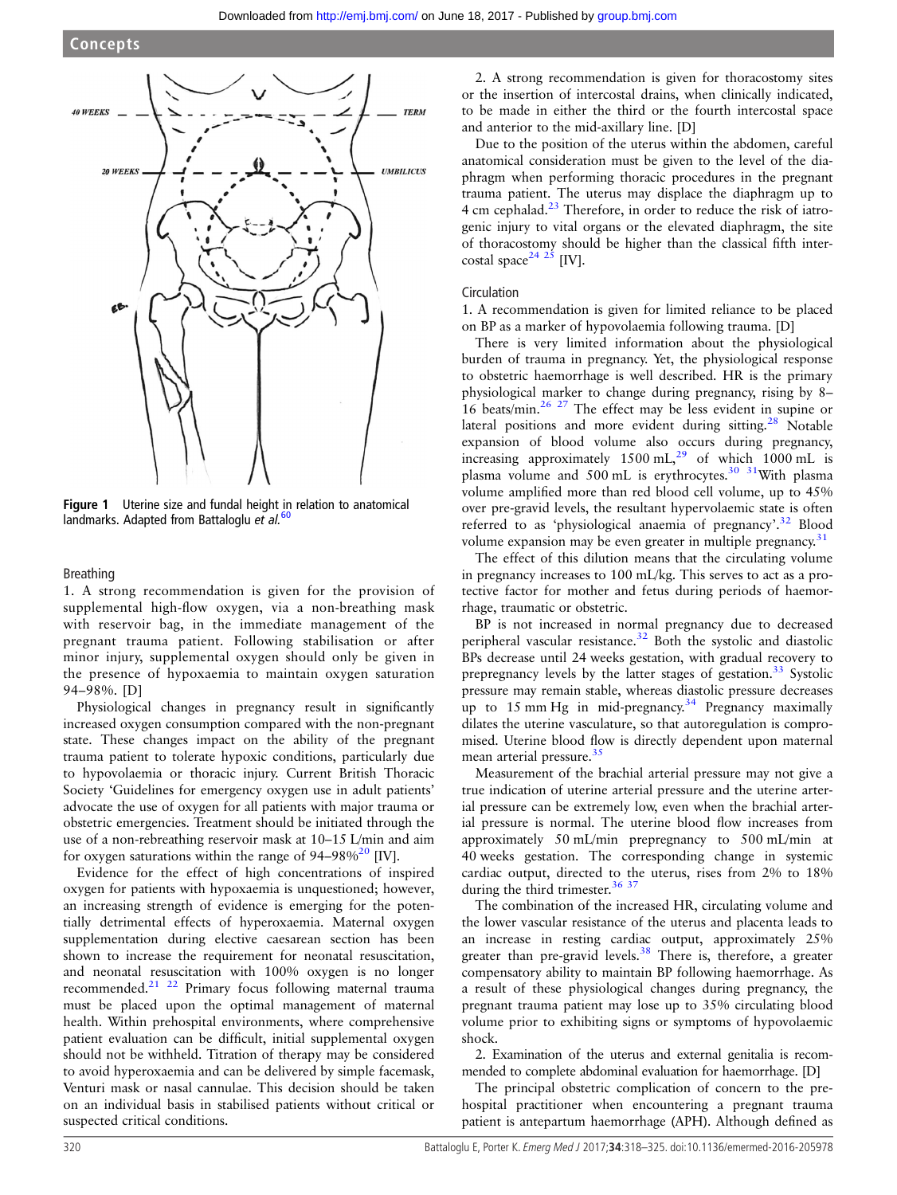Figure 1 Uterine size and fundal height in relation to anatomical landmarks. Adapted from Battaloglu *et al*.[60]

### Breathing

1. A strong recommendation is given for the provision of supplemental high-flow oxygen, via a non-breathing mask with reservoir bag, in the immediate management of the pregnant trauma patient. Following stabilisation or after minor injury, supplemental oxygen should only be given in the presence of hypoxaemia to maintain oxygen saturation 94–98%. [D]

Physiological changes in pregnancy result in significantly increased oxygen consumption compared with the non-pregnant state. These changes impact on the ability of the pregnant trauma patient to tolerate hypoxic conditions, particularly due to hypovolaemia or thoracic injury. Current British Thoracic Society 'Guidelines for emergency oxygen use in adult patients' advocate the use of oxygen for all patients with major trauma or obstetric emergencies. Treatment should be initiated through the use of a non-rebreathing reservoir mask at 10–15 L/min and aim for oxygen saturations within the range of 94–98%[20] [IV].

Evidence for the effect of high concentrations of inspired oxygen for patients with hypoxaemia is unquestioned; however, an increasing strength of evidence is emerging for the potentially detrimental effects of hyperoxaemia. Maternal oxygen supplementation during elective caesarean section has been shown to increase the requirement for neonatal resuscitation, and neonatal resuscitation with 100% oxygen is no longer recommended.[21,22] Primary focus following maternal trauma must be placed upon the optimal management of maternal health. Within prehospital environments, where comprehensive patient evaluation can be difficult, initial supplemental oxygen should not be withheld. Titration of therapy may be considered to avoid hyperoxaemia and can be delivered by simple facemask, Venturi mask or nasal cannulae. This decision should be taken on an individual basis in stabilised patients without critical or suspected critical conditions.

2. A strong recommendation is given for thoracostomy sites or the insertion of intercostal drains, when clinically indicated, to be made in either the third or the fourth intercostal space and anterior to the mid-axillary line. [D]

Due to the position of the uterus within the abdomen, careful anatomical consideration must be given to the level of the diaphragm when performing thoracic procedures in the pregnant trauma patient. The uterus may displace the diaphragm up to 4 cm cephalad.[23] Therefore, in order to reduce the risk of iatrogenic injury to vital organs or the elevated diaphragm, the site of thoracostomy should be higher than the classical fifth intercostal space[24,25] [IV].

### Circulation

1. A recommendation is given for limited reliance to be placed on BP as a marker of hypovolaemia following trauma. [D]

There is very limited information about the physiological burden of trauma in pregnancy. Yet, the physiological response to obstetric haemorrhage is well described. HR is the primary physiological marker to change during pregnancy, rising by 8–16 beats/min.[26,27] The effect may be less evident in supine or lateral positions and more evident during sitting.[28] Notable expansion of blood volume also occurs during pregnancy, increasing approximately 1500 mL,[29] of which 1000 mL is plasma volume and 500 mL is erythrocytes.[30,31] With plasma volume amplified more than red blood cell volume, up to 45% over pre-gravid levels, the resultant hypervolaemic state is often referred to as 'physiological anaemia of pregnancy'.[32] Blood volume expansion may be even greater in multiple pregnancy.[31]

The effect of this dilution means that the circulating volume in pregnancy increases to 100 mL/kg. This serves to act as a protective factor for mother and fetus during periods of haemorrhage, traumatic or obstetric.

BP is not increased in normal pregnancy due to decreased peripheral vascular resistance.[32] Both the systolic and diastolic BPs decrease until 24 weeks gestation, with gradual recovery to prepregnancy levels by the latter stages of gestation.[33] Systolic pressure may remain stable, whereas diastolic pressure decreases up to 15 mm Hg in mid-pregnancy.[34] Pregnancy maximally dilates the uterine vasculature, so that autoregulation is compromised. Uterine blood flow is directly dependent upon maternal mean arterial pressure.[35]

Measurement of the brachial arterial pressure may not give a true indication of uterine arterial pressure and the uterine arterial pressure can be extremely low, even when the brachial arterial pressure is normal. The uterine blood flow increases from approximately 50 mL/min prepregnancy to 500 mL/min at 40 weeks gestation. The corresponding change in systemic cardiac output, directed to the uterus, rises from 2% to 18% during the third trimester.[36,37]

The combination of the increased HR, circulating volume and the lower vascular resistance of the uterus and placenta leads to an increase in resting cardiac output, approximately 25% greater than pre-gravid levels.[38] There is, therefore, a greater compensatory ability to maintain BP following haemorrhage. As a result of these physiological changes during pregnancy, the pregnant trauma patient may lose up to 35% circulating blood volume prior to exhibiting signs or symptoms of hypovolaemic shock.

2. Examination of the uterus and external genitalia is recommended to complete abdominal evaluation for haemorrhage. [D]

The principal obstetric complication of concern to the prehospital practitioner when encountering a pregnant trauma patient is antepartum haemorrhage (APH). Although defined as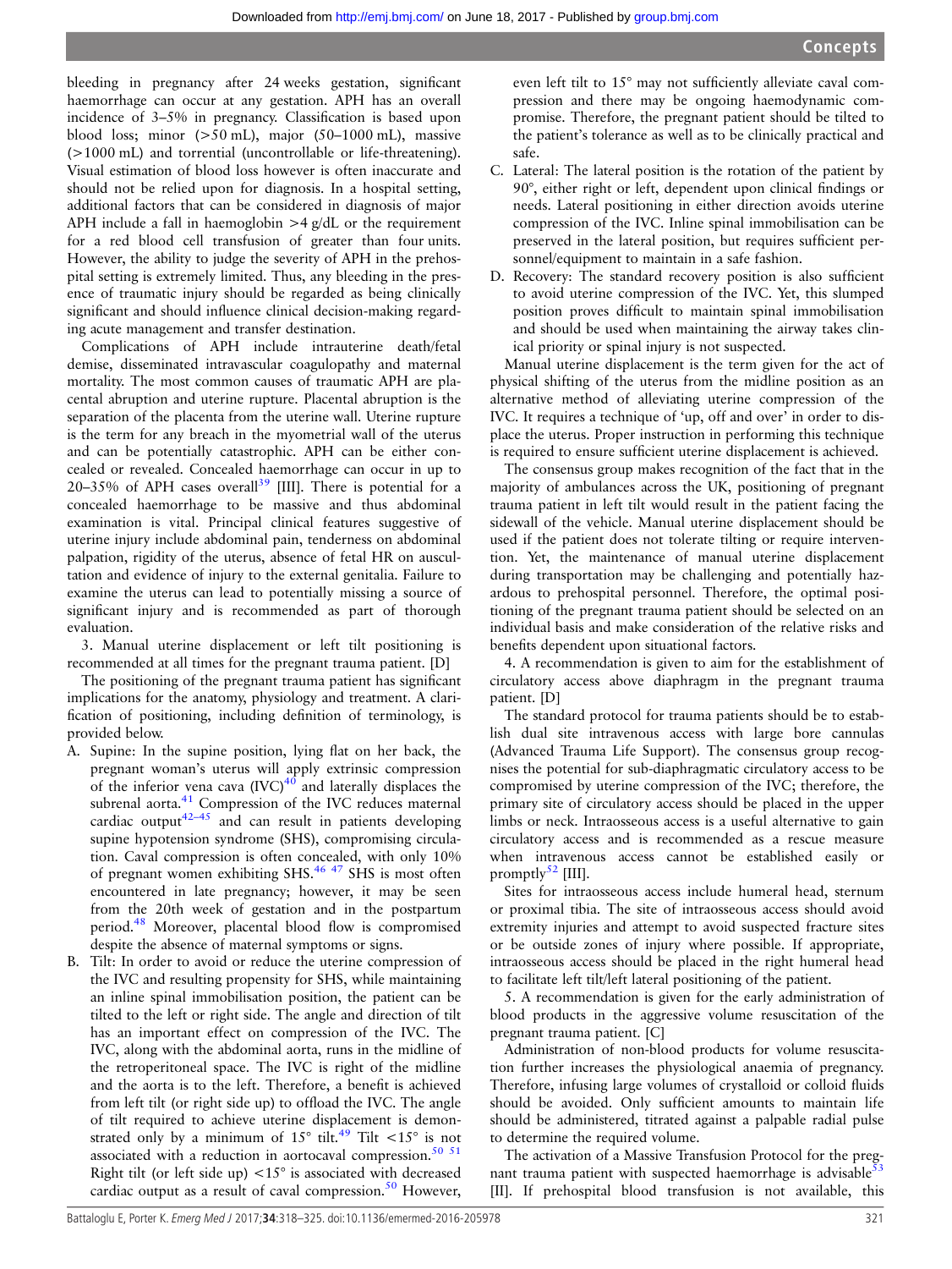bleeding in pregnancy after 24 weeks gestation, significant haemorrhage can occur at any gestation. APH has an overall incidence of 3–5% in pregnancy. Classification is based upon blood loss; minor (>50 mL), major (50–1000 mL), massive (>1000 mL) and torrential (uncontrollable or life-threatening). Visual estimation of blood loss however is often inaccurate and should not be relied upon for diagnosis. In a hospital setting, additional factors that can be considered in diagnosis of major APH include a fall in haemoglobin >4 g/dL or the requirement for a red blood cell transfusion of greater than four units. However, the ability to judge the severity of APH in the prehospital setting is extremely limited. Thus, any bleeding in the presence of traumatic injury should be regarded as being clinically significant and should influence clinical decision-making regarding acute management and transfer destination.

Complications of APH include intrauterine death/fetal demise, disseminated intravascular coagulopathy and maternal mortality. The most common causes of traumatic APH are placental abruption and uterine rupture. Placental abruption is the separation of the placenta from the uterine wall. Uterine rupture is the term for any breach in the myometrial wall of the uterus and can be potentially catastrophic. APH can be either concealed or revealed. Concealed haemorrhage can occur in up to 20–35% of APH cases overall[39] [III]. There is potential for a concealed haemorrhage to be massive and thus abdominal examination is vital. Principal clinical features suggestive of uterine injury include abdominal pain, tenderness on abdominal palpation, rigidity of the uterus, absence of fetal HR on auscultation and evidence of injury to the external genitalia. Failure to examine the uterus can lead to potentially missing a source of significant injury and is recommended as part of thorough evaluation.

3. Manual uterine displacement or left tilt positioning is recommended at all times for the pregnant trauma patient. [D]

The positioning of the pregnant trauma patient has significant implications for the anatomy, physiology and treatment. A clarification of positioning, including definition of terminology, is provided below.

A. Supine: In the supine position, lying flat on her back, the pregnant woman's uterus will apply extrinsic compression of the inferior vena cava (IVC)[40] and laterally displaces the subrenal aorta.[41] Compression of the IVC reduces maternal cardiac output[42–45] and can result in patients developing supine hypotension syndrome (SHS), compromising circulation. Caval compression is often concealed, with only 10% of pregnant women exhibiting SHS.[46 47] SHS is most often encountered in late pregnancy; however, it may be seen from the 20th week of gestation and in the postpartum period.[48] Moreover, placental blood flow is compromised despite the absence of maternal symptoms or signs.
B. Tilt: In order to avoid or reduce the uterine compression of the IVC and resulting propensity for SHS, while maintaining an inline spinal immobilisation position, the patient can be tilted to the left or right side. The angle and direction of tilt has an important effect on compression of the IVC. The IVC, along with the abdominal aorta, runs in the midline of the retroperitoneal space. The IVC is right of the midline and the aorta is to the left. Therefore, a benefit is achieved from left tilt (or right side up) to offload the IVC. The angle of tilt required to achieve uterine displacement is demonstrated only by a minimum of 15° tilt.[49] Tilt <15° is not associated with a reduction in aortocaval compression.[50 51] Right tilt (or left side up) <15° is associated with decreased cardiac output as a result of caval compression.[50] However, even left tilt to 15° may not sufficiently alleviate caval compression and there may be ongoing haemodynamic compromise. Therefore, the pregnant patient should be tilted to the patient's tolerance as well as to be clinically practical and safe.
C. Lateral: The lateral position is the rotation of the patient by 90°, either right or left, dependent upon clinical findings or needs. Lateral positioning in either direction avoids uterine compression of the IVC. Inline spinal immobilisation can be preserved in the lateral position, but requires sufficient personnel/equipment to maintain in a safe fashion.
D. Recovery: The standard recovery position is also sufficient to avoid uterine compression of the IVC. Yet, this slumped position proves difficult to maintain spinal immobilisation and should be used when maintaining the airway takes clinical priority or spinal injury is not suspected.

Manual uterine displacement is the term given for the act of physical shifting of the uterus from the midline position as an alternative method of alleviating uterine compression of the IVC. It requires a technique of 'up, off and over' in order to displace the uterus. Proper instruction in performing this technique is required to ensure sufficient uterine displacement is achieved.

The consensus group makes recognition of the fact that in the majority of ambulances across the UK, positioning of pregnant trauma patient in left tilt would result in the patient facing the sidewall of the vehicle. Manual uterine displacement should be used if the patient does not tolerate tilting or require intervention. Yet, the maintenance of manual uterine displacement during transportation may be challenging and potentially hazardous to prehospital personnel. Therefore, the optimal positioning of the pregnant trauma patient should be selected on an individual basis and make consideration of the relative risks and benefits dependent upon situational factors.

4. A recommendation is given to aim for the establishment of circulatory access above diaphragm in the pregnant trauma patient. [D]

The standard protocol for trauma patients should be to establish dual site intravenous access with large bore cannulas (Advanced Trauma Life Support). The consensus group recognises the potential for sub-diaphragmatic circulatory access to be compromised by uterine compression of the IVC; therefore, the primary site of circulatory access should be placed in the upper limbs or neck. Intraosseous access is a useful alternative to gain circulatory access and is recommended as a rescue measure when intravenous access cannot be established easily or promptly[52] [III].

Sites for intraosseous access include humeral head, sternum or proximal tibia. The site of intraosseous access should avoid extremity injuries and attempt to avoid suspected fracture sites or be outside zones of injury where possible. If appropriate, intraosseous access should be placed in the right humeral head to facilitate left tilt/left lateral positioning of the patient.

5. A recommendation is given for the early administration of blood products in the aggressive volume resuscitation of the pregnant trauma patient. [C]

Administration of non-blood products for volume resuscitation further increases the physiological anaemia of pregnancy. Therefore, infusing large volumes of crystalloid or colloid fluids should be avoided. Only sufficient amounts to maintain life should be administered, titrated against a palpable radial pulse to determine the required volume.

The activation of a Massive Transfusion Protocol for the pregnant trauma patient with suspected haemorrhage is advisable[53] [II]. If prehospital blood transfusion is not available, this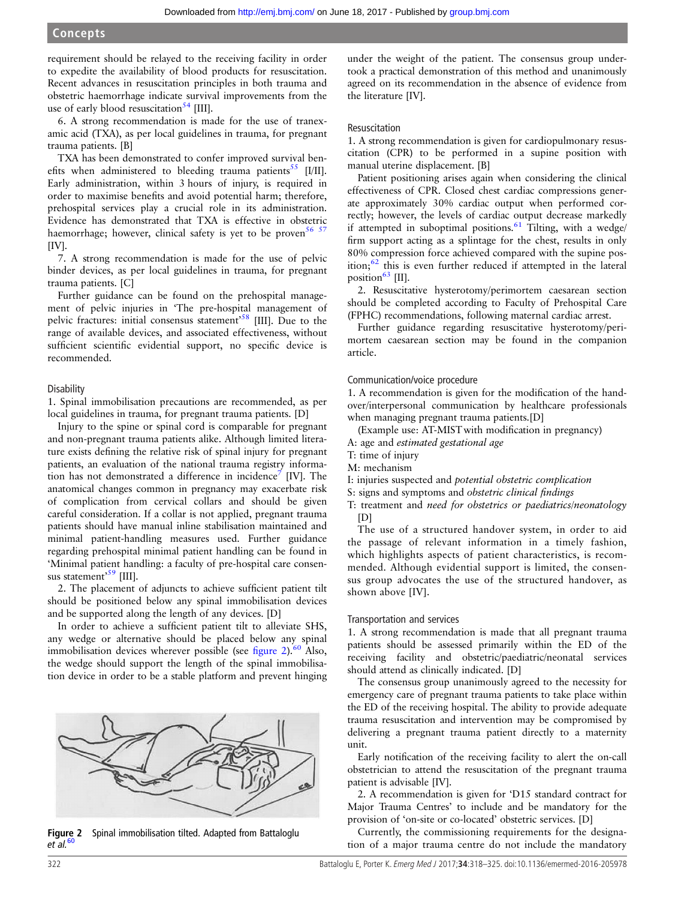requirement should be relayed to the receiving facility in order to expedite the availability of blood products for resuscitation. Recent advances in resuscitation principles in both trauma and obstetric haemorrhage indicate survival improvements from the use of early blood resuscitation[54] [III].

6. A strong recommendation is made for the use of tranexamic acid (TXA), as per local guidelines in trauma, for pregnant trauma patients. [B]

TXA has been demonstrated to confer improved survival benefits when administered to bleeding trauma patients[55] [I/II]. Early administration, within 3 hours of injury, is required in order to maximise benefits and avoid potential harm; therefore, prehospital services play a crucial role in its administration. Evidence has demonstrated that TXA is effective in obstetric haemorrhage; however, clinical safety is yet to be proven[56 57] [IV].

7. A strong recommendation is made for the use of pelvic binder devices, as per local guidelines in trauma, for pregnant trauma patients. [C]

Further guidance can be found on the prehospital management of pelvic injuries in 'The pre-hospital management of pelvic fractures: initial consensus statement'[58] [III]. Due to the range of available devices, and associated effectiveness, without sufficient scientific evidential support, no specific device is recommended.

### Disability

1. Spinal immobilisation precautions are recommended, as per local guidelines in trauma, for pregnant trauma patients. [D]

Injury to the spine or spinal cord is comparable for pregnant and non-pregnant trauma patients alike. Although limited literature exists defining the relative risk of spinal injury for pregnant patients, an evaluation of the national trauma registry information has not demonstrated a difference in incidence[7] [IV]. The anatomical changes common in pregnancy may exacerbate risk of complication from cervical collars and should be given careful consideration. If a collar is not applied, pregnant trauma patients should have manual inline stabilisation maintained and minimal patient-handling measures used. Further guidance regarding prehospital minimal patient handling can be found in 'Minimal patient handling: a faculty of pre-hospital care consensus statement'[59] [III].

2. The placement of adjuncts to achieve sufficient patient tilt should be positioned below any spinal immobilisation devices and be supported along the length of any devices. [D]

In order to achieve a sufficient patient tilt to alleviate SHS, any wedge or alternative should be placed below any spinal immobilisation devices wherever possible (see figure 2).[60] Also, the wedge should support the length of the spinal immobilisation device in order to be a stable platform and prevent hinging under the weight of the patient. The consensus group undertook a practical demonstration of this method and unanimously agreed on its recommendation in the absence of evidence from the literature [IV].

**Figure 2** Spinal immobilisation tilted. Adapted from Battaloglu *et al.*[60]

### Resuscitation

1. A strong recommendation is given for cardiopulmonary resuscitation (CPR) to be performed in a supine position with manual uterine displacement. [B]

Patient positioning arises again when considering the clinical effectiveness of CPR. Closed chest cardiac compressions generate approximately 30% cardiac output when performed correctly; however, the levels of cardiac output decrease markedly if attempted in suboptimal positions.[61] Tilting, with a wedge/firm support acting as a splintage for the chest, results in only 80% compression force achieved compared with the supine position;[62] this is even further reduced if attempted in the lateral position[63] [II].

2. Resuscitative hysterotomy/perimortem caesarean section should be completed according to Faculty of Prehospital Care (FPHC) recommendations, following maternal cardiac arrest.

Further guidance regarding resuscitative hysterotomy/perimortem caesarean section may be found in the companion article.

### Communication/voice procedure

1. A recommendation is given for the modification of the handover/interpersonal communication by healthcare professionals when managing pregnant trauma patients.[D]

(Example use: AT-MIST with modification in pregnancy)

A: age and *estimated gestational age*

T: time of injury

M: mechanism

I: injuries suspected and *potential obstetric complication*

S: signs and symptoms and *obstetric clinical findings*

T: treatment and *need for obstetrics or paediatrics/neonatology* [D]

The use of a structured handover system, in order to aid the passage of relevant information in a timely fashion, which highlights aspects of patient characteristics, is recommended. Although evidential support is limited, the consensus group advocates the use of the structured handover, as shown above [IV].

### Transportation and services

1. A strong recommendation is made that all pregnant trauma patients should be assessed primarily within the ED of the receiving facility and obstetric/paediatric/neonatal services should attend as clinically indicated. [D]

The consensus group unanimously agreed to the necessity for emergency care of pregnant trauma patients to take place within the ED of the receiving hospital. The ability to provide adequate trauma resuscitation and intervention may be compromised by delivering a pregnant trauma patient directly to a maternity unit.

Early notification of the receiving facility to alert the on-call obstetrician to attend the resuscitation of the pregnant trauma patient is advisable [IV].

2. A recommendation is given for 'D15 standard contract for Major Trauma Centres' to include and be mandatory for the provision of 'on-site or co-located' obstetric services. [D]

Currently, the commissioning requirements for the designation of a major trauma centre do not include the mandatory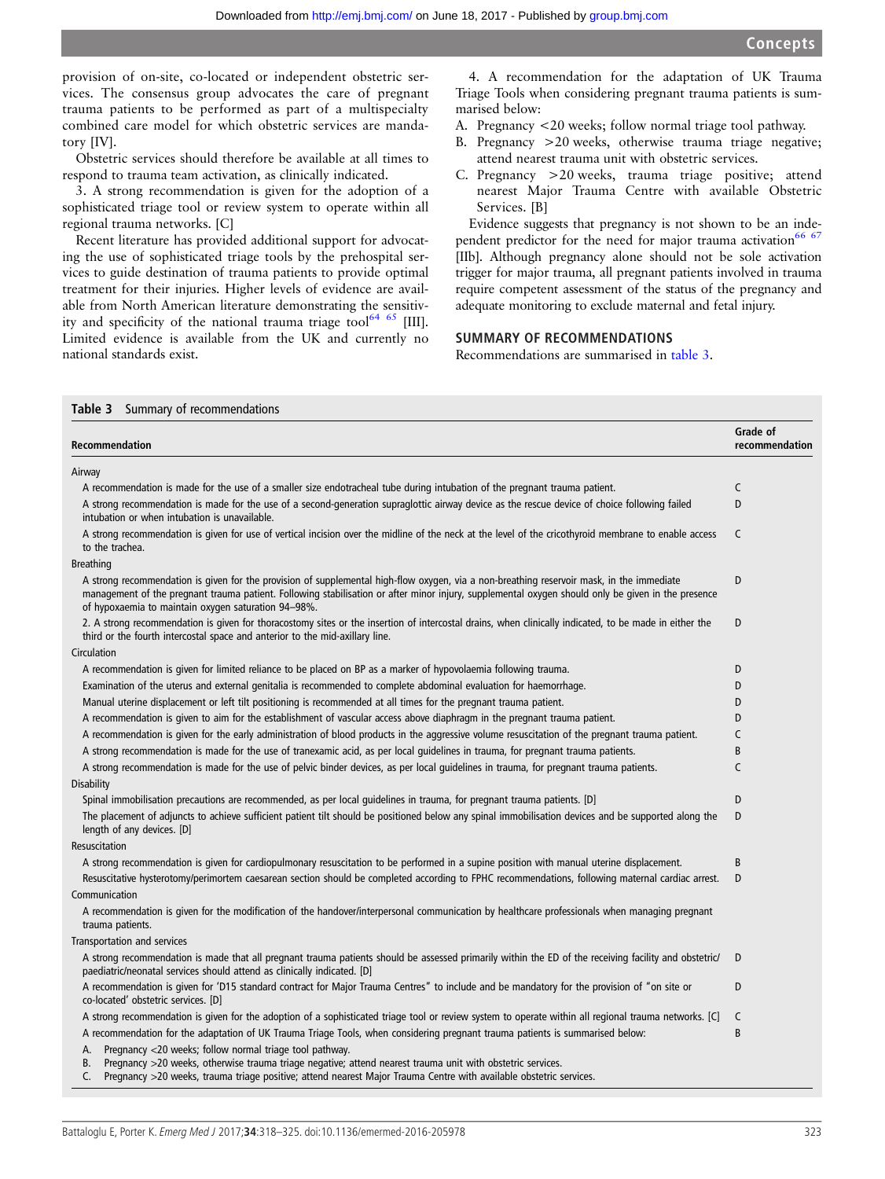provision of on-site, co-located or independent obstetric services. The consensus group advocates the care of pregnant trauma patients to be performed as part of a multispecialty combined care model for which obstetric services are mandatory [IV].

Obstetric services should therefore be available at all times to respond to trauma team activation, as clinically indicated.

3. A strong recommendation is given for the adoption of a sophisticated triage tool or review system to operate within all regional trauma networks. [C]

Recent literature has provided additional support for advocating the use of sophisticated triage tools by the prehospital services to guide destination of trauma patients to provide optimal treatment for their injuries. Higher levels of evidence are available from North American literature demonstrating the sensitivity and specificity of the national trauma triage tool[64 65] [III]. Limited evidence is available from the UK and currently no national standards exist.

4. A recommendation for the adaptation of UK Trauma Triage Tools when considering pregnant trauma patients is summarised below:

A. Pregnancy <20 weeks; follow normal triage tool pathway.
B. Pregnancy >20 weeks, otherwise trauma triage negative; attend nearest trauma unit with obstetric services.
C. Pregnancy >20 weeks, trauma triage positive; attend nearest Major Trauma Centre with available Obstetric Services. [B]

Evidence suggests that pregnancy is not shown to be an independent predictor for the need for major trauma activation[66 67] [IIb]. Although pregnancy alone should not be sole activation trigger for major trauma, all pregnant patients involved in trauma require competent assessment of the status of the pregnancy and adequate monitoring to exclude maternal and fetal injury.

## SUMMARY OF RECOMMENDATIONS

Recommendations are summarised in table 3.

**Table 3** Summary of recommendations

| Recommendation | Grade of recommendation |
|---|---|
| **Airway** | |
| A recommendation is made for the use of a smaller size endotracheal tube during intubation of the pregnant trauma patient. | C |
| A strong recommendation is made for the use of a second-generation supraglottic airway device as the rescue device of choice following failed intubation or when intubation is unavailable. | D |
| A strong recommendation is given for use of vertical incision over the midline of the neck at the level of the cricothyroid membrane to enable access to the trachea. | C |
| **Breathing** | |
| A strong recommendation is given for the provision of supplemental high-flow oxygen, via a non-breathing reservoir mask, in the immediate management of the pregnant trauma patient. Following stabilisation or after minor injury, supplemental oxygen should only be given in the presence of hypoxaemia to maintain oxygen saturation 94–98%. | D |
| 2. A strong recommendation is given for thoracostomy sites or the insertion of intercostal drains, when clinically indicated, to be made in either the third or the fourth intercostal space and anterior to the mid-axillary line. | D |
| **Circulation** | |
| A recommendation is given for limited reliance to be placed on BP as a marker of hypovolaemia following trauma. | D |
| Examination of the uterus and external genitalia is recommended to complete abdominal evaluation for haemorrhage. | D |
| Manual uterine displacement or left tilt positioning is recommended at all times for the pregnant trauma patient. | D |
| A recommendation is given to aim for the establishment of vascular access above diaphragm in the pregnant trauma patient. | D |
| A recommendation is given for the early administration of blood products in the aggressive volume resuscitation of the pregnant trauma patient. | C |
| A strong recommendation is made for the use of tranexamic acid, as per local guidelines in trauma, for pregnant trauma patients. | B |
| A strong recommendation is made for the use of pelvic binder devices, as per local guidelines in trauma, for pregnant trauma patients. | C |
| **Disability** | |
| Spinal immobilisation precautions are recommended, as per local guidelines in trauma, for pregnant trauma patients. [D] | D |
| The placement of adjuncts to achieve sufficient patient tilt should be positioned below any spinal immobilisation devices and be supported along the length of any devices. [D] | D |
| **Resuscitation** | |
| A strong recommendation is given for cardiopulmonary resuscitation to be performed in a supine position with manual uterine displacement. | B |
| Resuscitative hysterotomy/perimortem caesarean section should be completed according to FPHC recommendations, following maternal cardiac arrest. | D |
| **Communication** | |
| A recommendation is given for the modification of the handover/interpersonal communication by healthcare professionals when managing pregnant trauma patients. | |
| **Transportation and services** | |
| A strong recommendation is made that all pregnant trauma patients should be assessed primarily within the ED of the receiving facility and obstetric/paediatric/neonatal services should attend as clinically indicated. [D] | D |
| A recommendation is given for 'D15 standard contract for Major Trauma Centres" to include and be mandatory for the provision of "on site or co-located' obstetric services. [D] | D |
| A strong recommendation is given for the adoption of a sophisticated triage tool or review system to operate within all regional trauma networks. [C] | C |
| A recommendation for the adaptation of UK Trauma Triage Tools, when considering pregnant trauma patients is summarised below:<br>A. Pregnancy <20 weeks; follow normal triage tool pathway.<br>B. Pregnancy >20 weeks, otherwise trauma triage negative; attend nearest trauma unit with obstetric services.<br>C. Pregnancy >20 weeks, trauma triage positive; attend nearest Major Trauma Centre with available obstetric services. | B |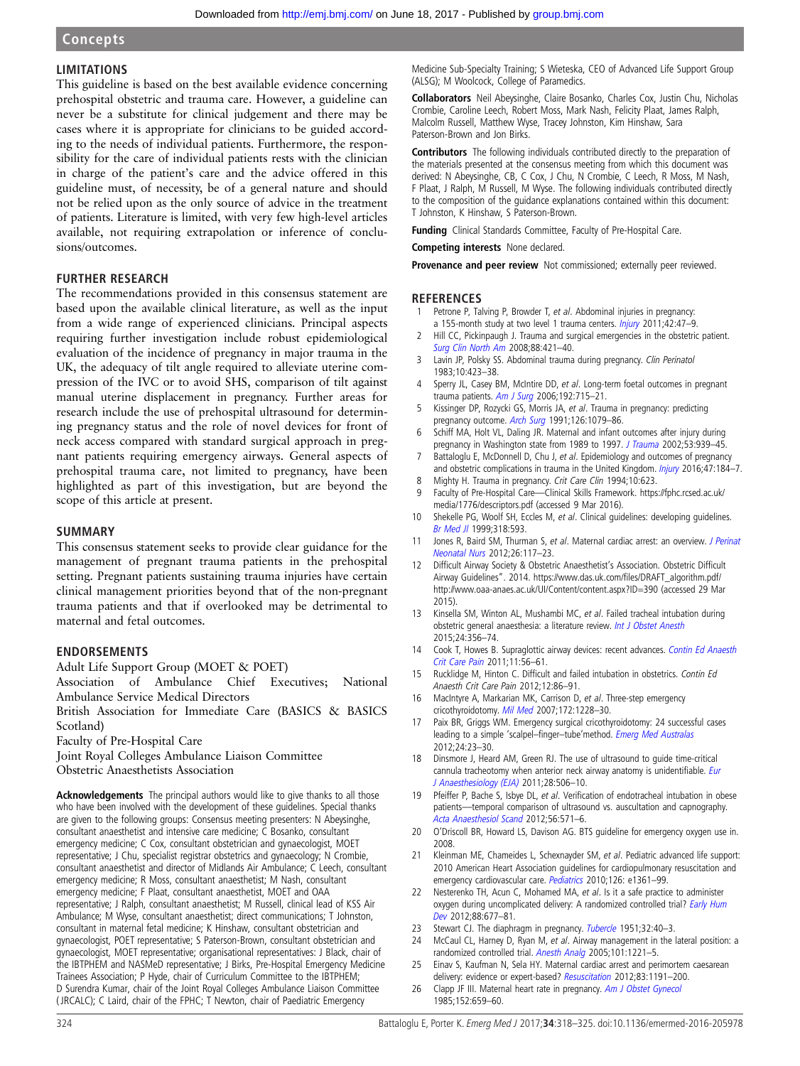## LIMITATIONS

This guideline is based on the best available evidence concerning prehospital obstetric and trauma care. However, a guideline can never be a substitute for clinical judgement and there may be cases where it is appropriate for clinicians to be guided according to the needs of individual patients. Furthermore, the responsibility for the care of individual patients rests with the clinician in charge of the patient's care and the advice offered in this guideline must, of necessity, be of a general nature and should not be relied upon as the only source of advice in the treatment of patients. Literature is limited, with very few high-level articles available, not requiring extrapolation or inference of conclusions/outcomes.

## FURTHER RESEARCH

The recommendations provided in this consensus statement are based upon the available clinical literature, as well as the input from a wide range of experienced clinicians. Principal aspects requiring further investigation include robust epidemiological evaluation of the incidence of pregnancy in major trauma in the UK, the adequacy of tilt angle required to alleviate uterine compression of the IVC or to avoid SHS, comparison of tilt against manual uterine displacement in pregnancy. Further areas for research include the use of prehospital ultrasound for determining pregnancy status and the role of novel devices for front of neck access compared with standard surgical approach in pregnant patients requiring emergency airways. General aspects of prehospital trauma care, not limited to pregnancy, have been highlighted as part of this investigation, but are beyond the scope of this article at present.

## SUMMARY

This consensus statement seeks to provide clear guidance for the management of pregnant trauma patients in the prehospital setting. Pregnant patients sustaining trauma injuries have certain clinical management priorities beyond that of the non-pregnant trauma patients and that if overlooked may be detrimental to maternal and fetal outcomes.

## ENDORSEMENTS

Adult Life Support Group (MOET & POET)
Association of Ambulance Chief Executives; National Ambulance Service Medical Directors
British Association for Immediate Care (BASICS & BASICS Scotland)
Faculty of Pre-Hospital Care
Joint Royal Colleges Ambulance Liaison Committee
Obstetric Anaesthetists Association

**Acknowledgements** The principal authors would like to give thanks to all those who have been involved with the development of these guidelines. Special thanks are given to the following groups: Consensus meeting presenters: N Abeysinghe, consultant anaesthetist and intensive care medicine; C Bosanko, consultant emergency medicine; C Cox, consultant obstetrician and gynaecologist, MOET representative; J Chu, specialist registrar obstetrics and gynaecology; N Crombie, consultant anaesthetist and director of Midlands Air Ambulance; C Leech, consultant emergency medicine; R Moss, consultant anaesthetist; M Nash, consultant emergency medicine; F Plaat, consultant anaesthetist, MOET and OAA representative; J Ralph, consultant anaesthetist; M Russell, clinical lead of KSS Air Ambulance; M Wyse, consultant anaesthetist; direct communications; T Johnston, consultant in maternal fetal medicine; K Hinshaw, consultant obstetrician and gynaecologist, POET representative; S Paterson-Brown, consultant obstetrician and gynaecologist, MOET representative; organisational representatives: J Black, chair of the IBTPHEM and NASMeD representative; J Birks, Pre-Hospital Emergency Medicine Trainees Association; P Hyde, chair of Curriculum Committee to the IBTPHEM; D Surendra Kumar, chair of the Joint Royal Colleges Ambulance Liaison Committee (JRCALC); C Laird, chair of the FPHC; T Newton, chair of Paediatric Emergency Medicine Sub-Specialty Training; S Wieteska, CEO of Advanced Life Support Group (ALSG); M Woolcock, College of Paramedics.

**Collaborators** Neil Abeysinghe, Claire Bosanko, Charles Cox, Justin Chu, Nicholas Crombie, Caroline Leech, Robert Moss, Mark Nash, Felicity Plaat, James Ralph, Malcolm Russell, Matthew Wyse, Tracey Johnston, Kim Hinshaw, Sara Paterson-Brown and Jon Birks.

**Contributors** The following individuals contributed directly to the preparation of the materials presented at the consensus meeting from which this document was derived: N Abeysinghe, CB, C Cox, J Chu, N Crombie, C Leech, R Moss, M Nash, F Plaat, J Ralph, M Russell, M Wyse. The following individuals contributed directly to the composition of the guidance explanations contained within this document: T Johnston, K Hinshaw, S Paterson-Brown.

**Funding** Clinical Standards Committee, Faculty of Pre-Hospital Care.

**Competing interests** None declared.

**Provenance and peer review** Not commissioned; externally peer reviewed.

## REFERENCES

1. Petrone P, Talving P, Browder T, *et al*. Abdominal injuries in pregnancy: a 155-month study at two level 1 trauma centers. *Injury* 2011;42:47–9.
2. Hill CC, Pickinpaugh J. Trauma and surgical emergencies in the obstetric patient. *Surg Clin North Am* 2008;88:421–40.
3. Lavin JP, Polsky SS. Abdominal trauma during pregnancy. *Clin Perinatol* 1983;10:423–38.
4. Sperry JL, Casey BM, McIntire DD, *et al*. Long-term foetal outcomes in pregnant trauma patients. *Am J Surg* 2006;192:715–21.
5. Kissinger DP, Rozycki GS, Morris JA, *et al*. Trauma in pregnancy: predicting pregnancy outcome. *Arch Surg* 1991;126:1079–86.
6. Schiff MA, Holt VL, Daling JR. Maternal and infant outcomes after injury during pregnancy in Washington state from 1989 to 1997. *J Trauma* 2002;53:939–45.
7. Battaloglu E, McDonnell D, Chu J, *et al*. Epidemiology and outcomes of pregnancy and obstetric complications in trauma in the United Kingdom. *Injury* 2016;47:184–7.
8. Mighty H. Trauma in pregnancy. *Crit Care Clin* 1994;10:623.
9. Faculty of Pre-Hospital Care—Clinical Skills Framework. https://fphc.rcsed.ac.uk/media/1776/descriptors.pdf (accessed 9 Mar 2016).
10. Shekelle PG, Woolf SH, Eccles M, *et al*. Clinical guidelines: developing guidelines. *Br Med J* 1999;318:593.
11. Jones R, Baird SM, Thurman S, *et al*. Maternal cardiac arrest: an overview. *J Perinat Neonatal Nurs* 2012;26:117–23.
12. Difficult Airway Society & Obstetric Anaesthetist's Association. Obstetric Difficult Airway Guidelines". 2014. https://www.das.uk.com/files/DRAFT_algorithm.pdf/ http://www.oaa-anaes.ac.uk/UI/Content/content.aspx?ID=390 (accessed 29 Mar 2015).
13. Kinsella SM, Winton AL, Mushambi MC, *et al*. Failed tracheal intubation during obstetric general anaesthesia: a literature review. *Int J Obstet Anesth* 2015;24:356–74.
14. Cook T, Howes B. Supraglottic airway devices: recent advances. *Contin Ed Anaesth Crit Care Pain* 2011;11:56–61.
15. Rucklidge M, Hinton C. Difficult and failed intubation in obstetrics. *Contin Ed Anaesth Crit Care Pain* 2012;12:86–91.
16. MacIntyre A, Markarian MK, Carrison D, *et al*. Three-step emergency cricothyroidotomy. *Mil Med* 2007;172:1228–30.
17. Paix BR, Griggs WM. Emergency surgical cricothyroidotomy: 24 successful cases leading to a simple 'scalpel–finger–tube'method. *Emerg Med Australas* 2012;24:23–30.
18. Dinsmore J, Heard AM, Green RJ. The use of ultrasound to guide time-critical cannula tracheotomy when anterior neck airway anatomy is unidentifiable. *Eur J Anaesthesiology (EJA)* 2011;28:506–10.
19. Pfeiffer P, Bache S, Isbye DL, *et al*. Verification of endotracheal intubation in obese patients—temporal comparison of ultrasound vs. auscultation and capnography. *Acta Anaesthesiol Scand* 2012;56:571–6.
20. O'Driscoll BR, Howard LS, Davison AG. BTS guideline for emergency oxygen use in. 2008.
21. Kleinman ME, Chameides L, Schexnayder SM, *et al*. Pediatric advanced life support: 2010 American Heart Association guidelines for cardiopulmonary resuscitation and emergency cardiovascular care. *Pediatrics* 2010;126: e1361–99.
22. Nesterenko TH, Acun C, Mohamed MA, *et al*. Is it a safe practice to administer oxygen during uncomplicated delivery: A randomized controlled trial? *Early Hum Dev* 2012;88:677–81.
23. Stewart CJ. The diaphragm in pregnancy. *Tubercle* 1951;32:40–3.
24. McCaul CL, Harney D, Ryan M, *et al*. Airway management in the lateral position: a randomized controlled trial. *Anesth Analg* 2005;101:1221–5.
25. Einav S, Kaufman N, Sela HY. Maternal cardiac arrest and perimortem caesarean delivery: evidence or expert-based? *Resuscitation* 2012;83:1191–200.
26. Clapp JF III. Maternal heart rate in pregnancy. *Am J Obstet Gynecol* 1985;152:659–60.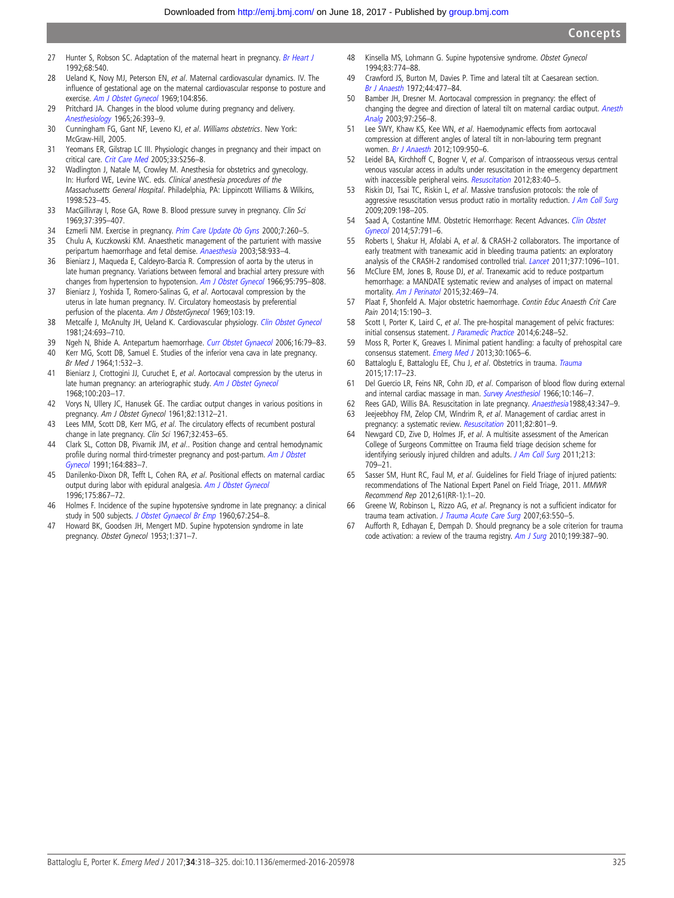27 Hunter S, Robson SC. Adaptation of the maternal heart in pregnancy. *Br Heart J* 1992;68:540.

28 Ueland K, Novy MJ, Peterson EN, *et al*. Maternal cardiovascular dynamics. IV. The influence of gestational age on the maternal cardiovascular response to posture and exercise. *Am J Obstet Gynecol* 1969;104:856.

29 Pritchard JA. Changes in the blood volume during pregnancy and delivery. *Anesthesiology* 1965;26:393–9.

30 Cunningham FG, Gant NF, Leveno KJ, *et al*. *Williams obstetrics*. New York: McGraw-Hill, 2005.

31 Yeomans ER, Gilstrap LC III. Physiologic changes in pregnancy and their impact on critical care. *Crit Care Med* 2005;33:S256–8.

32 Wadlington J, Natale M, Crowley M. Anesthesia for obstetrics and gynecology. In: Hurford WE, Levine WC. eds. *Clinical anesthesia procedures of the Massachusetts General Hospital*. Philadelphia, PA: Lippincott Williams & Wilkins, 1998:523–45.

33 MacGillivray I, Rose GA, Rowe B. Blood pressure survey in pregnancy. *Clin Sci* 1969;37:395–407.

34 Ezmerli NM. Exercise in pregnancy. *Prim Care Update Ob Gyns* 2000;7:260–5.

35 Chulu A, Kuczkowski KM. Anaesthetic management of the parturient with massive peripartum haemorrhage and fetal demise. *Anaesthesia* 2003;58:933–4.

36 Bieniarz J, Maqueda E, Caldeyro-Barcia R. Compression of aorta by the uterus in late human pregnancy. Variations between femoral and brachial artery pressure with changes from hypertension to hypotension. *Am J Obstet Gynecol* 1966;95:795–808.

37 Bieniarz J, Yoshida T, Romero-Salinas G, *et al*. Aortocaval compression by the uterus in late human pregnancy. IV. Circulatory homeostasis by preferential perfusion of the placenta. *Am J ObstetGynecol* 1969;103:19.

38 Metcalfe J, McAnulty JH, Ueland K. Cardiovascular physiology. *Clin Obstet Gynecol* 1981;24:693–710.

39 Ngeh N, Bhide A. Antepartum haemorrhage. *Curr Obstet Gynaecol* 2006;16:79–83.

40 Kerr MG, Scott DB, Samuel E. Studies of the inferior vena cava in late pregnancy. *Br Med J* 1964;1:532–3.

41 Bieniarz J, Crottogini JJ, Curuchet E, *et al*. Aortocaval compression by the uterus in late human pregnancy: an arteriographic study. *Am J Obstet Gynecol* 1968;100:203–17.

42 Vorys N, Ullery JC, Hanusek GE. The cardiac output changes in various positions in pregnancy. *Am J Obstet Gynecol* 1961;82:1312–21.

43 Lees MM, Scott DB, Kerr MG, *et al*. The circulatory effects of recumbent postural change in late pregnancy. *Clin Sci* 1967;32:453–65.

44 Clark SL, Cotton DB, Pivarnik JM, *et al*.. Position change and central hemodynamic profile during normal third-trimester pregnancy and post-partum. *Am J Obstet Gynecol* 1991;164:883–7.

45 Danilenko-Dixon DR, Tefft L, Cohen RA, *et al*. Positional effects on maternal cardiac output during labor with epidural analgesia. *Am J Obstet Gynecol* 1996;175:867–72.

46 Holmes F. Incidence of the supine hypotensive syndrome in late pregnancy: a clinical study in 500 subjects. *J Obstet Gynaecol Br Emp* 1960;67:254–8.

47 Howard BK, Goodsen JH, Mengert MD. Supine hypotension syndrome in late pregnancy. *Obstet Gynecol* 1953;1:371–7.

48 Kinsella MS, Lohmann G. Supine hypotensive syndrome. *Obstet Gynecol* 1994;83:774–88.

49 Crawford JS, Burton M, Davies P. Time and lateral tilt at Caesarean section. *Br J Anaesth* 1972;44:477–84.

50 Bamber JH, Dresner M. Aortocaval compression in pregnancy: the effect of changing the degree and direction of lateral tilt on maternal cardiac output. *Anesth Analg* 2003;97:256–8.

51 Lee SWY, Khaw KS, Kee WN, *et al*. Haemodynamic effects from aortocaval compression at different angles of lateral tilt in non-labouring term pregnant women. *Br J Anaesth* 2012;109:950–6.

52 Leidel BA, Kirchhoff C, Bogner V, *et al*. Comparison of intraosseous versus central venous vascular access in adults under resuscitation in the emergency department with inaccessible peripheral veins. *Resuscitation* 2012;83:40–5.

53 Riskin DJ, Tsai TC, Riskin L, *et al*. Massive transfusion protocols: the role of aggressive resuscitation versus product ratio in mortality reduction. *J Am Coll Surg* 2009;209:198–205.

54 Saad A, Costantine MM. Obstetric Hemorrhage: Recent Advances. *Clin Obstet Gynecol* 2014;57:791–6.

55 Roberts I, Shakur H, Afolabi A, *et al*. & CRASH-2 collaborators. The importance of early treatment with tranexamic acid in bleeding trauma patients: an exploratory analysis of the CRASH-2 randomised controlled trial. *Lancet* 2011;377:1096–101.

56 McClure EM, Jones B, Rouse DJ, *et al*. Tranexamic acid to reduce postpartum hemorrhage: a MANDATE systematic review and analyses of impact on maternal mortality. *Am J Perinatol* 2015;32:469–74.

57 Plaat F, Shonfeld A. Major obstetric haemorrhage. *Contin Educ Anaesth Crit Care Pain* 2014;15:190–3.

58 Scott I, Porter K, Laird C, *et al*. The pre-hospital management of pelvic fractures: initial consensus statement. *J Paramedic Practice* 2014;6:248–52.

59 Moss R, Porter K, Greaves I. Minimal patient handling: a faculty of prehospital care consensus statement. *Emerg Med J* 2013;30:1065–6.

60 Battaloglu E, Battaloglu EE, Chu J, *et al*. Obstetrics in trauma. *Trauma* 2015;17:17–23.

61 Del Guercio LR, Feins NR, Cohn JD, *et al*. Comparison of blood flow during external and internal cardiac massage in man. *Survey Anesthesiol* 1966;10:146–7.

62 Rees GAD, Willis BA. Resuscitation in late pregnancy. *Anaesthesia*1988;43:347–9.

63 Jeejeebhoy FM, Zelop CM, Windrim R, *et al*. Management of cardiac arrest in pregnancy: a systematic review. *Resuscitation* 2011;82:801–9.

64 Newgard CD, Zive D, Holmes JF, *et al*. A multisite assessment of the American College of Surgeons Committee on Trauma field triage decision scheme for identifying seriously injured children and adults. *J Am Coll Surg* 2011;213:709–21.

65 Sasser SM, Hunt RC, Faul M, *et al*. Guidelines for Field Triage of injured patients: recommendations of The National Expert Panel on Field Triage, 2011. *MMWR Recommend Rep* 2012;61(RR-1):1–20.

66 Greene W, Robinson L, Rizzo AG, *et al*. Pregnancy is not a sufficient indicator for trauma team activation. *J Trauma Acute Care Surg* 2007;63:550–5.

67 Aufforth R, Edhayan E, Dempah D. Should pregnancy be a sole criterion for trauma code activation: a review of the trauma registry. *Am J Surg* 2010;199:387–90.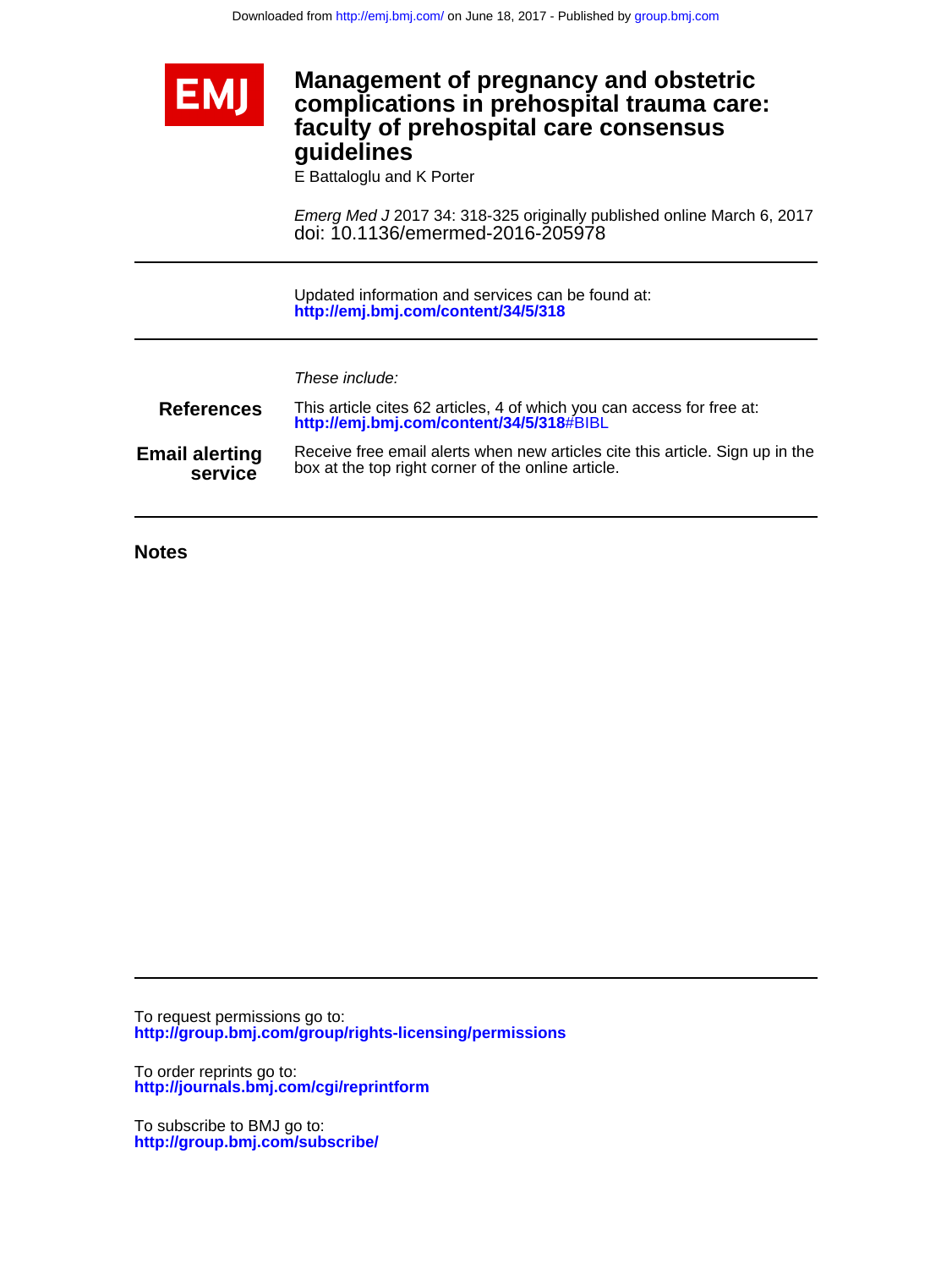Downloaded from http://emj.bmj.com/ on June 18, 2017 - Published by group.bmj.com

EMJ

# Management of pregnancy and obstetric complications in prehospital trauma care: faculty of prehospital care consensus guidelines

E Battaloglu and K Porter

*Emerg Med J* 2017 34: 318-325 originally published online March 6, 2017
doi: 10.1136/emermed-2016-205978

---

Updated information and services can be found at:
**http://emj.bmj.com/content/34/5/318**

---

*These include:*

**References** This article cites 62 articles, 4 of which you can access for free at:
**http://emj.bmj.com/content/34/5/318**#BIBL

**Email alerting service** Receive free email alerts when new articles cite this article. Sign up in the box at the top right corner of the online article.

---

## Notes

---

To request permissions go to:
**http://group.bmj.com/group/rights-licensing/permissions**

To order reprints go to:
**http://journals.bmj.com/cgi/reprintform**

To subscribe to BMJ go to:
**http://group.bmj.com/subscribe/**